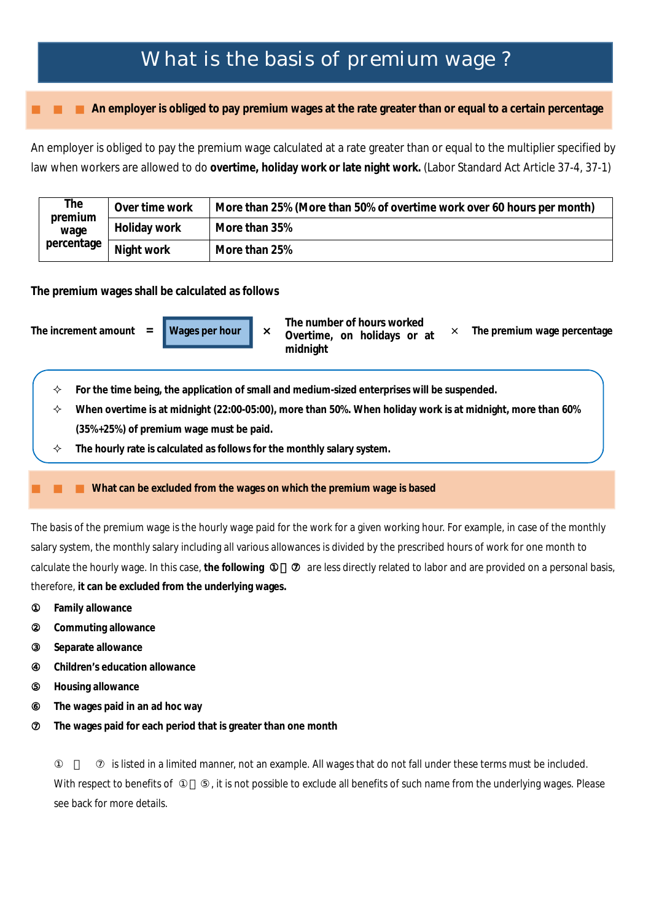# What is the basis of premium wage ?

## ■ ■ ■ An employer is obliged to pay premium wages at the rate greater than or equal to a certain percentage

An employer is obliged to pay the premium wage calculated at a rate greater than or equal to the multiplier specified by law when workers are allowed to do **overtime, holiday work or late night work.** (Labor Standard Act Article 37-4, 37-1)

| The premium wage percentage | Over time work | More than 25% (More than 50% of overtime work over 60 hours per month) |
|---|---|---|
| | Holiday work | More than 35% |
| | Night work | More than 25% |

**The premium wages shall be calculated as follows**

**The increment amount = Wages per hour × The number of hours worked Overtime, on holidays or at midnight × The premium wage percentage**

- ✧ **For the time being, the application of small and medium-sized enterprises will be suspended.**
- ✧ **When overtime is at midnight (22:00-05:00), more than 50%. When holiday work is at midnight, more than 60% (35%+25%) of premium wage must be paid.**
- ✧ **The hourly rate is calculated as follows for the monthly salary system.**

## ■ ■ ■ What can be excluded from the wages on which the premium wage is based

The basis of the premium wage is the hourly wage paid for the work for a given working hour. For example, in case of the monthly salary system, the monthly salary including all various allowances is divided by the prescribed hours of work for one month to calculate the hourly wage. In this case, **the following ①～⑦** are less directly related to labor and are provided on a personal basis, therefore, **it can be excluded from the underlying wages.**

① **Family allowance**
② **Commuting allowance**
③ **Separate allowance**
④ **Children's education allowance**
⑤ **Housing allowance**
⑥ **The wages paid in an ad hoc way**
⑦ **The wages paid for each period that is greater than one month**

①～⑦ is listed in a limited manner, not an example. All wages that do not fall under these terms must be included. With respect to benefits of ①～⑤, it is not possible to exclude all benefits of such name from the underlying wages. Please see back for more details.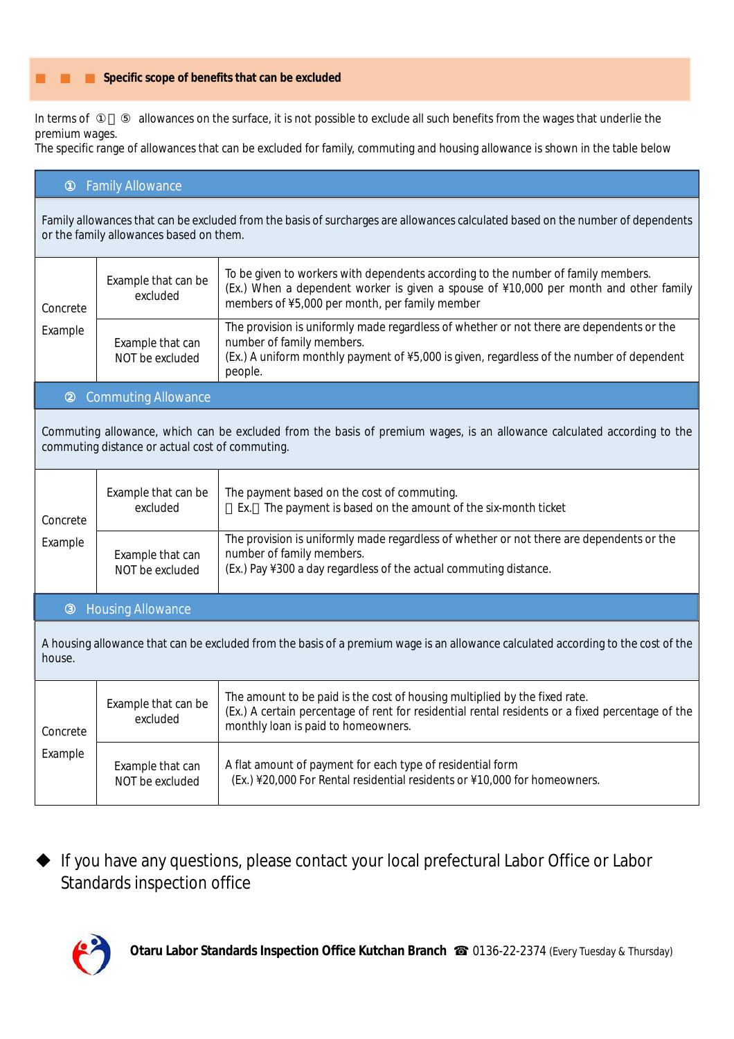## ■ ■ ■ Specific scope of benefits that can be excluded

In terms of ①～⑤ allowances on the surface, it is not possible to exclude all such benefits from the wages that underlie the premium wages.
The specific range of allowances that can be excluded for family, commuting and housing allowance is shown in the table below

### ① Family Allowance

Family allowances that can be excluded from the basis of surcharges are allowances calculated based on the number of dependents or the family allowances based on them.

| | | |
|---|---|---|
| Concrete Example | Example that can be excluded | To be given to workers with dependents according to the number of family members.<br>(Ex.) When a dependent worker is given a spouse of ¥10,000 per month and other family members of ¥5,000 per month, per family member |
| | Example that can NOT be excluded | The provision is uniformly made regardless of whether or not there are dependents or the number of family members.<br>(Ex.) A uniform monthly payment of ¥5,000 is given, regardless of the number of dependent people. |

### ② Commuting Allowance

Commuting allowance, which can be excluded from the basis of premium wages, is an allowance calculated according to the commuting distance or actual cost of commuting.

| | | |
|---|---|---|
| Concrete Example | Example that can be excluded | The payment based on the cost of commuting.<br>（Ex.）The payment is based on the amount of the six-month ticket |
| | Example that can NOT be excluded | The provision is uniformly made regardless of whether or not there are dependents or the number of family members.<br>(Ex.) Pay ¥300 a day regardless of the actual commuting distance. |

### ③ Housing Allowance

A housing allowance that can be excluded from the basis of a premium wage is an allowance calculated according to the cost of the house.

| | | |
|---|---|---|
| Concrete Example | Example that can be excluded | The amount to be paid is the cost of housing multiplied by the fixed rate.<br>(Ex.) A certain percentage of rent for residential rental residents or a fixed percentage of the monthly loan is paid to homeowners. |
| | Example that can NOT be excluded | A flat amount of payment for each type of residential form<br>(Ex.) ¥20,000 For Rental residential residents or ¥10,000 for homeowners. |

◆ If you have any questions, please contact your local prefectural Labor Office or Labor Standards inspection office

**Otaru Labor Standards Inspection Office Kutchan Branch** ☎ 0136-22-2374 (Every Tuesday & Thursday)